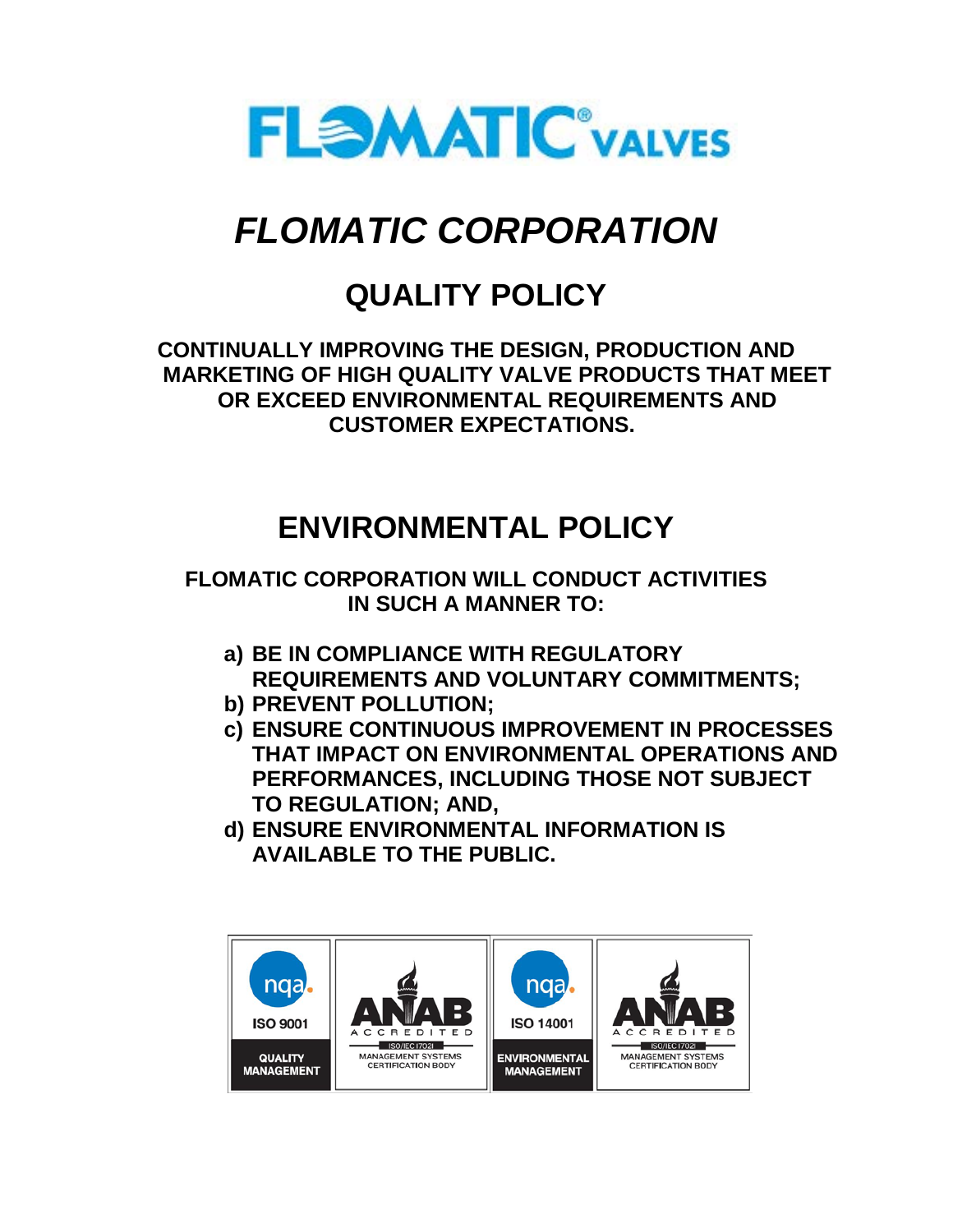# *FLOMATIC CORPORATION*

## QUALITY POLICY

**CONTINUALLY IMPROVING THE DESIGN, PRODUCTION AND MARKETING OF HIGH QUALITY VALVE PRODUCTS THAT MEET OR EXCEED ENVIRONMENTAL REQUIREMENTS AND CUSTOMER EXPECTATIONS.**

## ENVIRONMENTAL POLICY

**FLOMATIC CORPORATION WILL CONDUCT ACTIVITIES IN SUCH A MANNER TO:**

- **a) BE IN COMPLIANCE WITH REGULATORY REQUIREMENTS AND VOLUNTARY COMMITMENTS;**
- **b) PREVENT POLLUTION;**
- **c) ENSURE CONTINUOUS IMPROVEMENT IN PROCESSES THAT IMPACT ON ENVIRONMENTAL OPERATIONS AND PERFORMANCES, INCLUDING THOSE NOT SUBJECT TO REGULATION; AND,**
- **d) ENSURE ENVIRONMENTAL INFORMATION IS AVAILABLE TO THE PUBLIC.**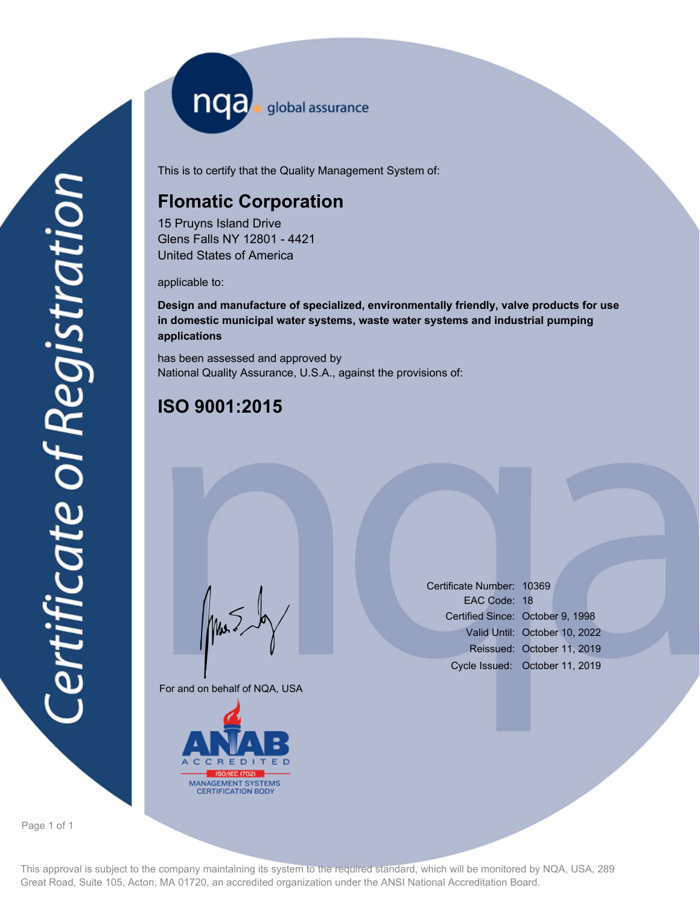nqa global assurance

# Certificate of Registration

This is to certify that the Quality Management System of:

## Flomatic Corporation

15 Pruyns Island Drive
Glens Falls NY 12801 - 4421
United States of America

applicable to:

**Design and manufacture of specialized, environmentally friendly, valve products for use in domestic municipal water systems, waste water systems and industrial pumping applications**

has been assessed and approved by
National Quality Assurance, U.S.A., against the provisions of:

## ISO 9001:2015

| | |
|---|---|
| Certificate Number: | 10369 |
| EAC Code: | 18 |
| Certified Since: | October 9, 1998 |
| Valid Until: | October 10, 2022 |
| Reissued: | October 11, 2019 |
| Cycle Issued: | October 11, 2019 |

For and on behalf of NQA, USA

ANAB ACCREDITED ISO/IEC 17021 MANAGEMENT SYSTEMS CERTIFICATION BODY

This approval is subject to the company maintaining its system to the required standard, which will be monitored by NQA, USA, 289 Great Road, Suite 105, Acton, MA 01720, an accredited organization under the ANSI National Accreditation Board.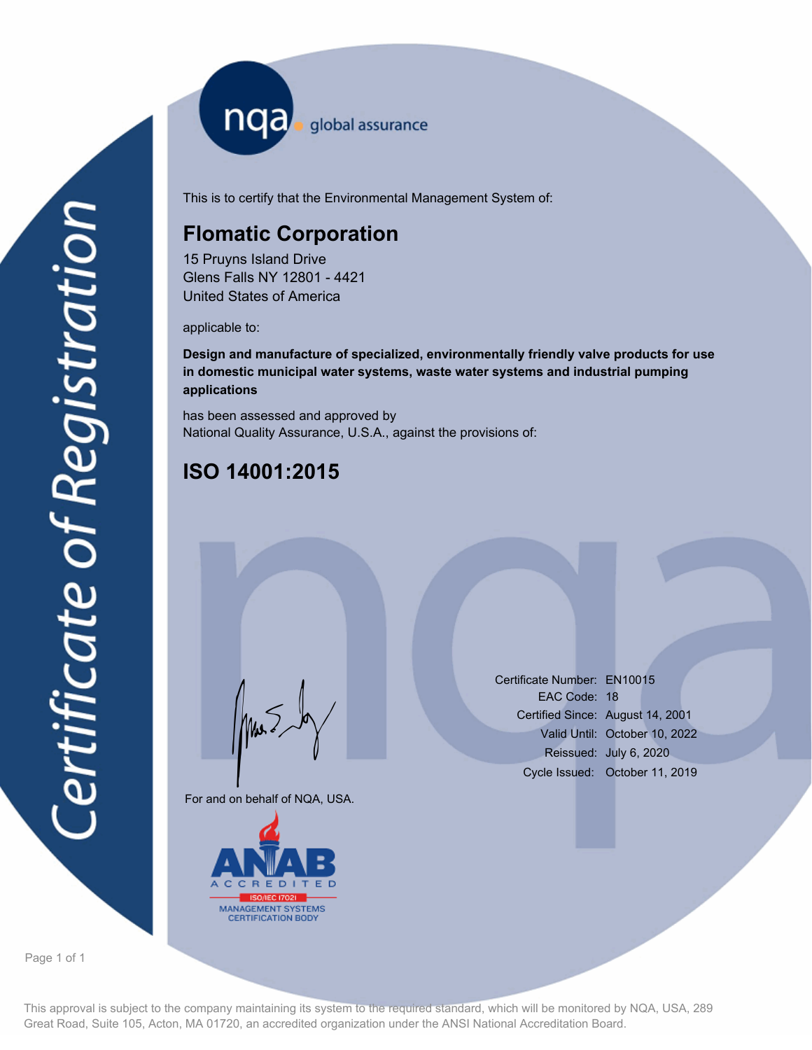nqa global assurance

# Certificate of Registration

This is to certify that the Environmental Management System of:

## Flomatic Corporation

15 Pruyns Island Drive
Glens Falls NY 12801 - 4421
United States of America

applicable to:

**Design and manufacture of specialized, environmentally friendly valve products for use in domestic municipal water systems, waste water systems and industrial pumping applications**

has been assessed and approved by
National Quality Assurance, U.S.A., against the provisions of:

## ISO 14001:2015

For and on behalf of NQA, USA.

| | |
|---|---|
| Certificate Number: | EN10015 |
| EAC Code: | 18 |
| Certified Since: | August 14, 2001 |
| Valid Until: | October 10, 2022 |
| Reissued: | July 6, 2020 |
| Cycle Issued: | October 11, 2019 |

ANAB ACCREDITED
ISO/IEC 17021
MANAGEMENT SYSTEMS CERTIFICATION BODY

This approval is subject to the company maintaining its system to the required standard, which will be monitored by NQA, USA, 289 Great Road, Suite 105, Acton, MA 01720, an accredited organization under the ANSI National Accreditation Board.